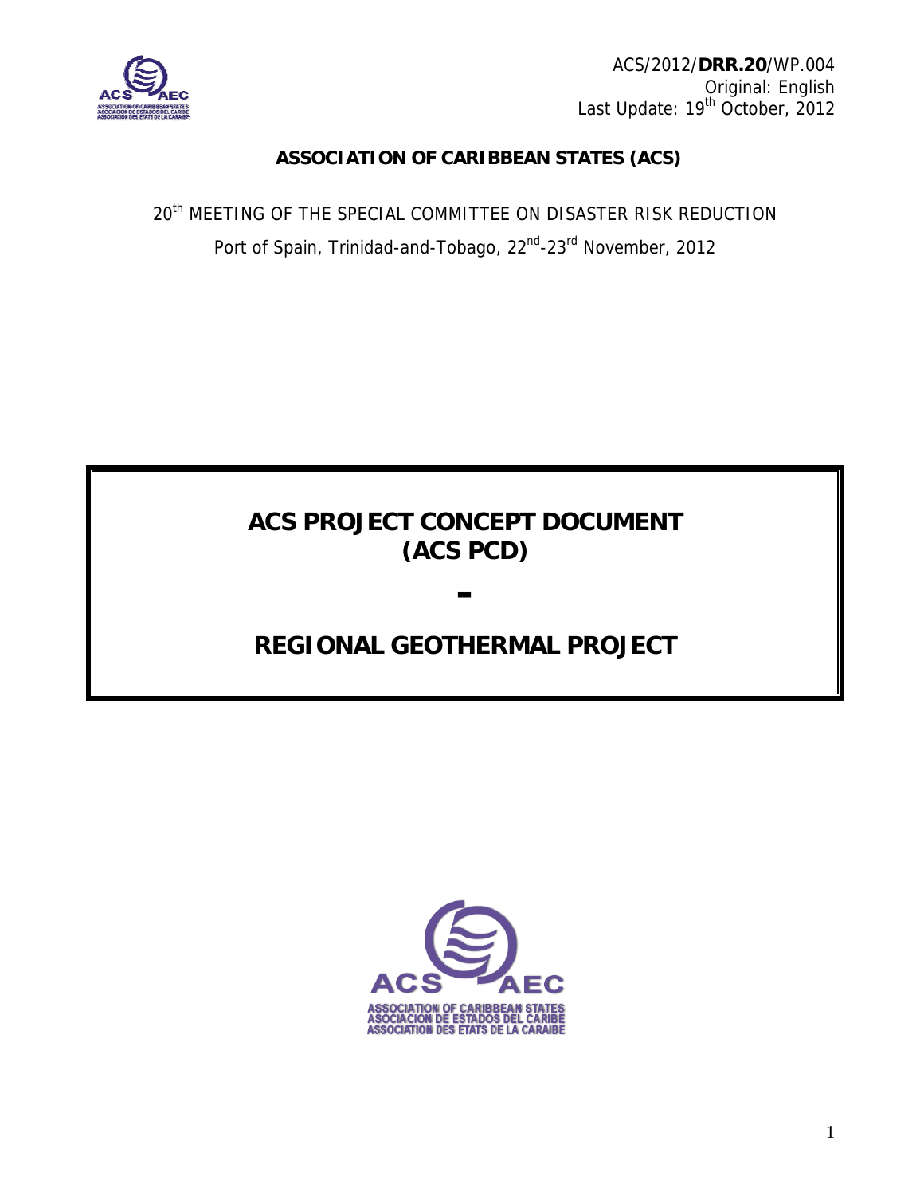ACS/2012/**DRR.20**/WP.004
Original: English
Last Update: 19th October, 2012

**ASSOCIATION OF CARIBBEAN STATES (ACS)**

20th MEETING OF THE SPECIAL COMMITTEE ON DISASTER RISK REDUCTION
Port of Spain, Trinidad-and-Tobago, 22nd-23rd November, 2012

# ACS PROJECT CONCEPT DOCUMENT (ACS PCD)

# -

# REGIONAL GEOTHERMAL PROJECT

ASSOCIATION OF CARIBBEAN STATES
ASOCIACION DE ESTADOS DEL CARIBE
ASSOCIATION DES ETATS DE LA CARAIBE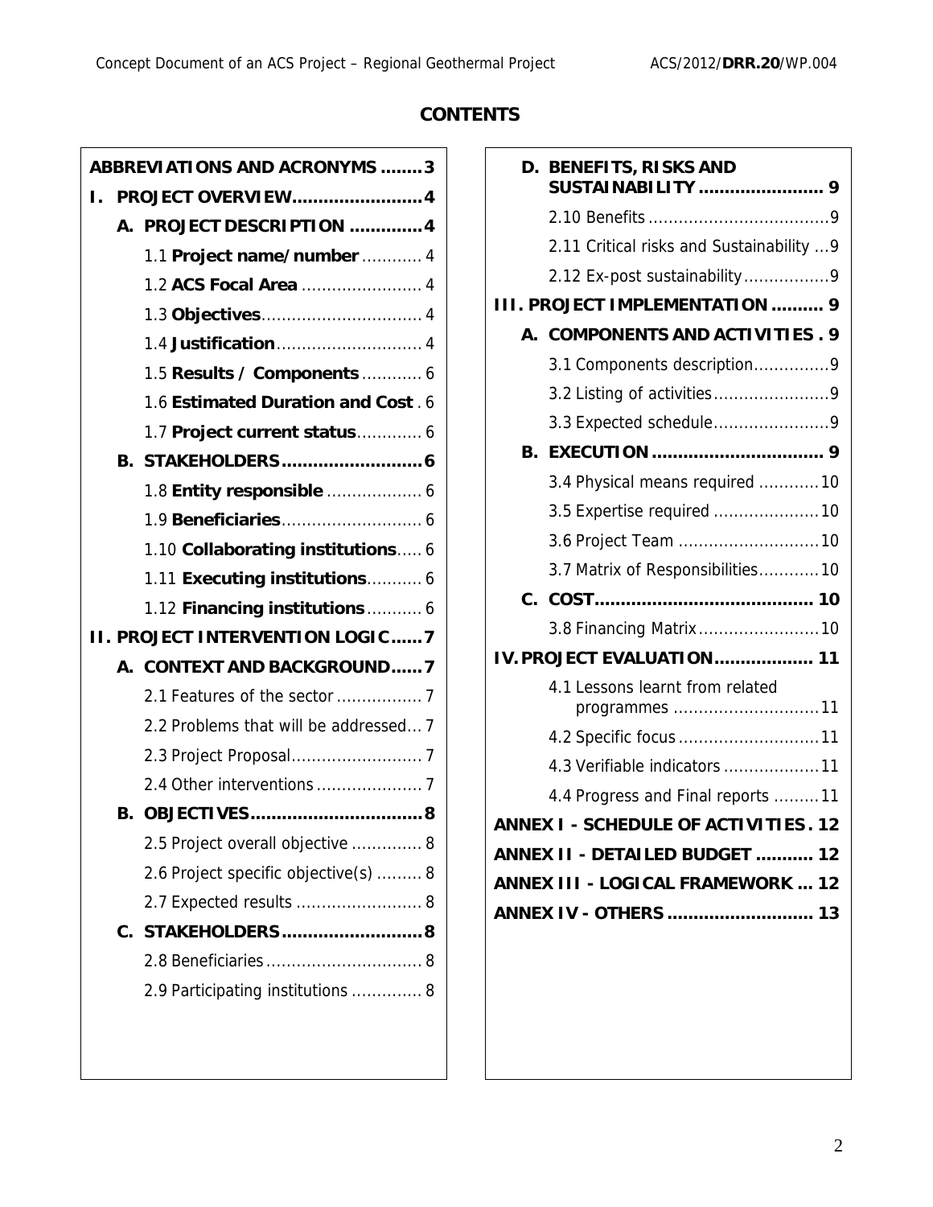# CONTENTS

**ABBREVIATIONS AND ACRONYMS ........3**

**I. PROJECT OVERVIEW........................4**

- **A. PROJECT DESCRIPTION .............4**
  - 1.1 **Project name/number** ............ 4
  - 1.2 **ACS Focal Area** ........................ 4
  - 1.3 **Objectives**................................ 4
  - 1.4 **Justification**............................. 4
  - 1.5 **Results / Components** ............ 6
  - 1.6 **Estimated Duration and Cost** . 6
  - 1.7 **Project current status**............. 6
- **B. STAKEHOLDERS..........................6**
  - 1.8 **Entity responsible** ................... 6
  - 1.9 **Beneficiaries**............................ 6
  - 1.10 **Collaborating institutions**..... 6
  - 1.11 **Executing institutions**........... 6
  - 1.12 **Financing institutions**........... 6

**II. PROJECT INTERVENTION LOGIC......7**

- **A. CONTEXT AND BACKGROUND......7**
  - 2.1 Features of the sector ................. 7
  - 2.2 Problems that will be addressed... 7
  - 2.3 Project Proposal.......................... 7
  - 2.4 Other interventions ..................... 7
- **B. OBJECTIVES................................8**
  - 2.5 Project overall objective .............. 8
  - 2.6 Project specific objective(s) ......... 8
  - 2.7 Expected results ......................... 8
- **C. STAKEHOLDERS..........................8**
  - 2.8 Beneficiaries ............................... 8
  - 2.9 Participating institutions .............. 8
- **D. BENEFITS, RISKS AND SUSTAINABILITY ........................ 9**
  - 2.10 Benefits ....................................9
  - 2.11 Critical risks and Sustainability ...9
  - 2.12 Ex-post sustainability.................9

**III. PROJECT IMPLEMENTATION .......... 9**

- **A. COMPONENTS AND ACTIVITIES . 9**
  - 3.1 Components description...............9
  - 3.2 Listing of activities.......................9
  - 3.3 Expected schedule.......................9
- **B. EXECUTION ................................ 9**
  - 3.4 Physical means required ............10
  - 3.5 Expertise required .....................10
  - 3.6 Project Team ............................10
  - 3.7 Matrix of Responsibilities............10
- **C. COST......................................... 10**
  - 3.8 Financing Matrix........................10

**IV. PROJECT EVALUATION................... 11**

- 4.1 Lessons learnt from related programmes .............................11
- 4.2 Specific focus ............................11
- 4.3 Verifiable indicators ...................11
- 4.4 Progress and Final reports .........11

**ANNEX I - SCHEDULE OF ACTIVITIES. 12**

**ANNEX II - DETAILED BUDGET ........... 12**

**ANNEX III - LOGICAL FRAMEWORK ... 12**

**ANNEX IV - OTHERS ........................... 13**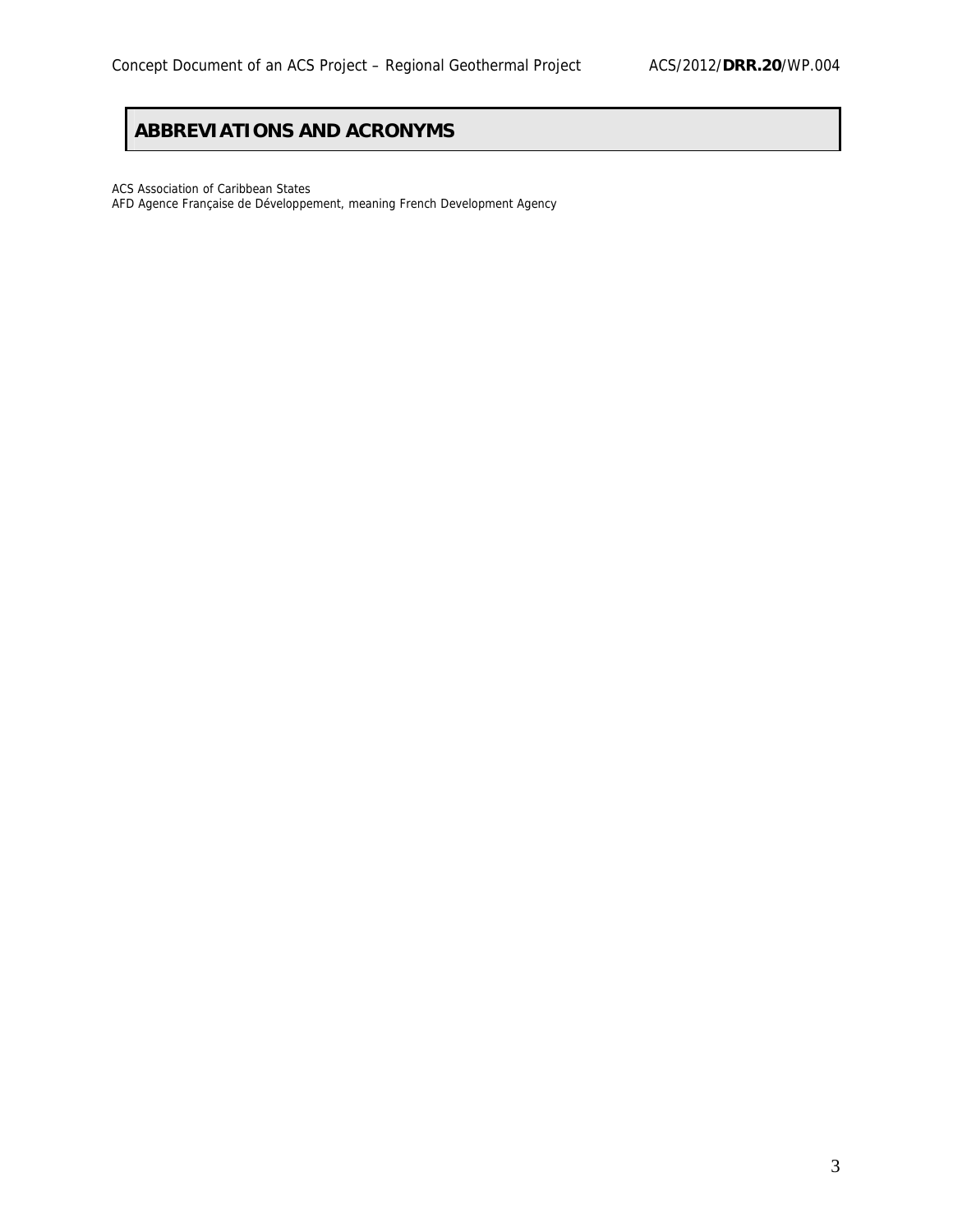# ABBREVIATIONS AND ACRONYMS

ACS Association of Caribbean States
AFD Agence Française de Développement, meaning French Development Agency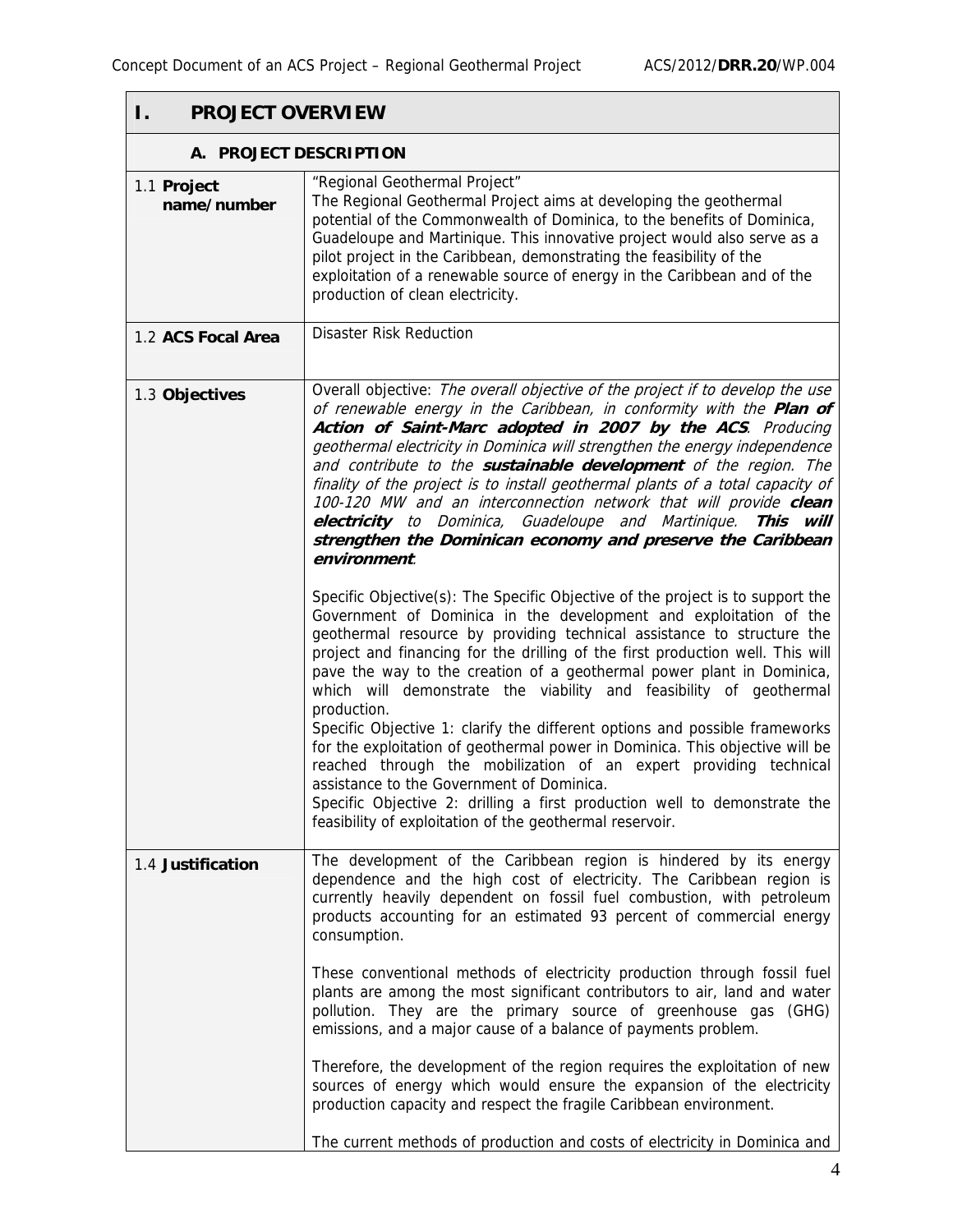# I. PROJECT OVERVIEW

## A. PROJECT DESCRIPTION

| | |
|---|---|
| 1.1 **Project name/number** | "Regional Geothermal Project"<br>The Regional Geothermal Project aims at developing the geothermal potential of the Commonwealth of Dominica, to the benefits of Dominica, Guadeloupe and Martinique. This innovative project would also serve as a pilot project in the Caribbean, demonstrating the feasibility of the exploitation of a renewable source of energy in the Caribbean and of the production of clean electricity. |
| 1.2 **ACS Focal Area** | Disaster Risk Reduction |
| 1.3 **Objectives** | Overall objective: *The overall objective of the project if to develop the use of renewable energy in the Caribbean, in conformity with the* ***Plan of Action of Saint-Marc adopted in 2007 by the ACS****. Producing geothermal electricity in Dominica will strengthen the energy independence and contribute to the* ***sustainable development*** *of the region. The finality of the project is to install geothermal plants of a total capacity of 100-120 MW and an interconnection network that will provide* ***clean electricity*** *to Dominica, Guadeloupe and Martinique.* ***This will strengthen the Dominican economy and preserve the Caribbean environment****.*<br><br>Specific Objective(s): The Specific Objective of the project is to support the Government of Dominica in the development and exploitation of the geothermal resource by providing technical assistance to structure the project and financing for the drilling of the first production well. This will pave the way to the creation of a geothermal power plant in Dominica, which will demonstrate the viability and feasibility of geothermal production.<br>Specific Objective 1: clarify the different options and possible frameworks for the exploitation of geothermal power in Dominica. This objective will be reached through the mobilization of an expert providing technical assistance to the Government of Dominica.<br>Specific Objective 2: drilling a first production well to demonstrate the feasibility of exploitation of the geothermal reservoir. |
| 1.4 **Justification** | The development of the Caribbean region is hindered by its energy dependence and the high cost of electricity. The Caribbean region is currently heavily dependent on fossil fuel combustion, with petroleum products accounting for an estimated 93 percent of commercial energy consumption.<br><br>These conventional methods of electricity production through fossil fuel plants are among the most significant contributors to air, land and water pollution. They are the primary source of greenhouse gas (GHG) emissions, and a major cause of a balance of payments problem.<br><br>Therefore, the development of the region requires the exploitation of new sources of energy which would ensure the expansion of the electricity production capacity and respect the fragile Caribbean environment.<br><br>The current methods of production and costs of electricity in Dominica and |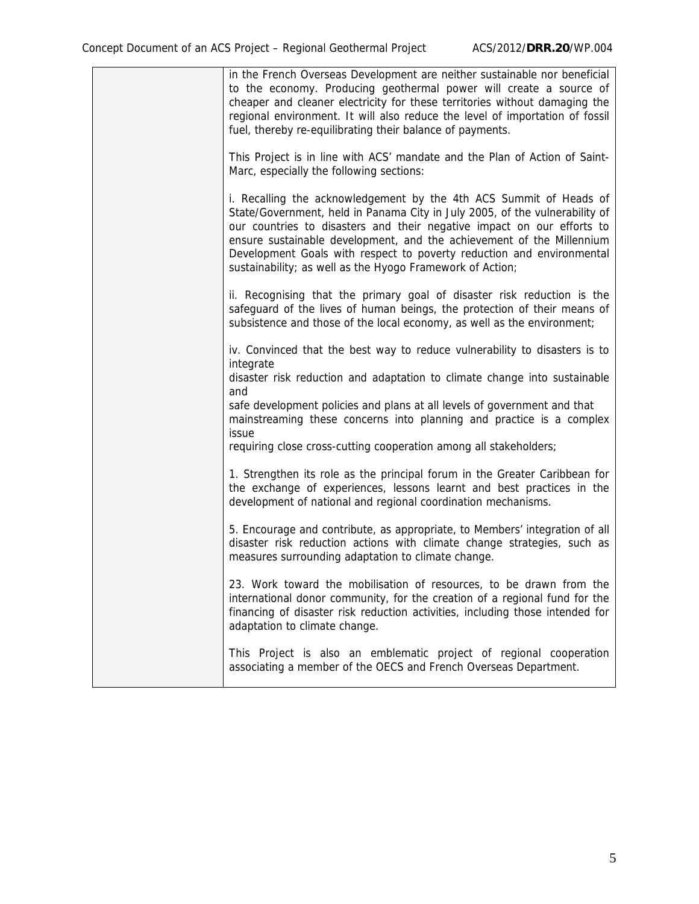| | in the French Overseas Development are neither sustainable nor beneficial to the economy. Producing geothermal power will create a source of cheaper and cleaner electricity for these territories without damaging the regional environment. It will also reduce the level of importation of fossil fuel, thereby re-equilibrating their balance of payments.<br><br>This Project is in line with ACS' mandate and the Plan of Action of Saint-Marc, especially the following sections:<br><br>i. Recalling the acknowledgement by the 4th ACS Summit of Heads of State/Government, held in Panama City in July 2005, of the vulnerability of our countries to disasters and their negative impact on our efforts to ensure sustainable development, and the achievement of the Millennium Development Goals with respect to poverty reduction and environmental sustainability; as well as the Hyogo Framework of Action;<br><br>ii. Recognising that the primary goal of disaster risk reduction is the safeguard of the lives of human beings, the protection of their means of subsistence and those of the local economy, as well as the environment;<br><br>iv. Convinced that the best way to reduce vulnerability to disasters is to integrate<br>disaster risk reduction and adaptation to climate change into sustainable and<br>safe development policies and plans at all levels of government and that mainstreaming these concerns into planning and practice is a complex issue<br>requiring close cross-cutting cooperation among all stakeholders;<br><br>1. Strengthen its role as the principal forum in the Greater Caribbean for the exchange of experiences, lessons learnt and best practices in the development of national and regional coordination mechanisms.<br><br>5. Encourage and contribute, as appropriate, to Members' integration of all disaster risk reduction actions with climate change strategies, such as measures surrounding adaptation to climate change.<br><br>23. Work toward the mobilisation of resources, to be drawn from the international donor community, for the creation of a regional fund for the financing of disaster risk reduction activities, including those intended for adaptation to climate change.<br><br>This Project is also an emblematic project of regional cooperation associating a member of the OECS and French Overseas Department. |
|---|---|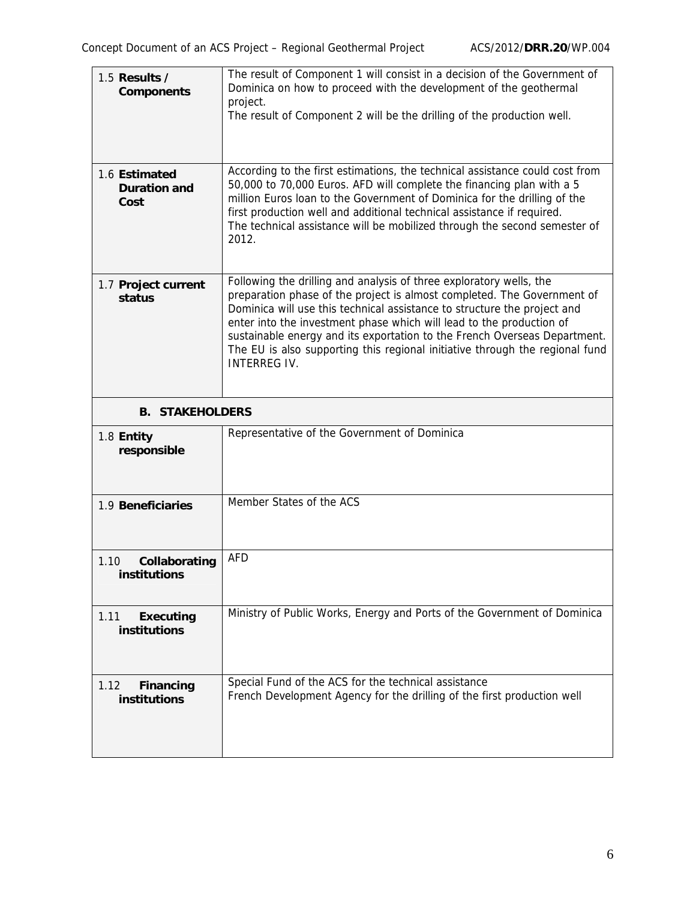| | |
|---|---|
| 1.5 **Results / Components** | The result of Component 1 will consist in a decision of the Government of Dominica on how to proceed with the development of the geothermal project.<br>The result of Component 2 will be the drilling of the production well. |
| 1.6 **Estimated Duration and Cost** | According to the first estimations, the technical assistance could cost from 50,000 to 70,000 Euros. AFD will complete the financing plan with a 5 million Euros loan to the Government of Dominica for the drilling of the first production well and additional technical assistance if required.<br>The technical assistance will be mobilized through the second semester of 2012. |
| 1.7 **Project current status** | Following the drilling and analysis of three exploratory wells, the preparation phase of the project is almost completed. The Government of Dominica will use this technical assistance to structure the project and enter into the investment phase which will lead to the production of sustainable energy and its exportation to the French Overseas Department. The EU is also supporting this regional initiative through the regional fund INTERREG IV. |
| **B. STAKEHOLDERS** | |
| 1.8 **Entity responsible** | Representative of the Government of Dominica |
| 1.9 **Beneficiaries** | Member States of the ACS |
| 1.10 **Collaborating institutions** | AFD |
| 1.11 **Executing institutions** | Ministry of Public Works, Energy and Ports of the Government of Dominica |
| 1.12 **Financing institutions** | Special Fund of the ACS for the technical assistance<br>French Development Agency for the drilling of the first production well |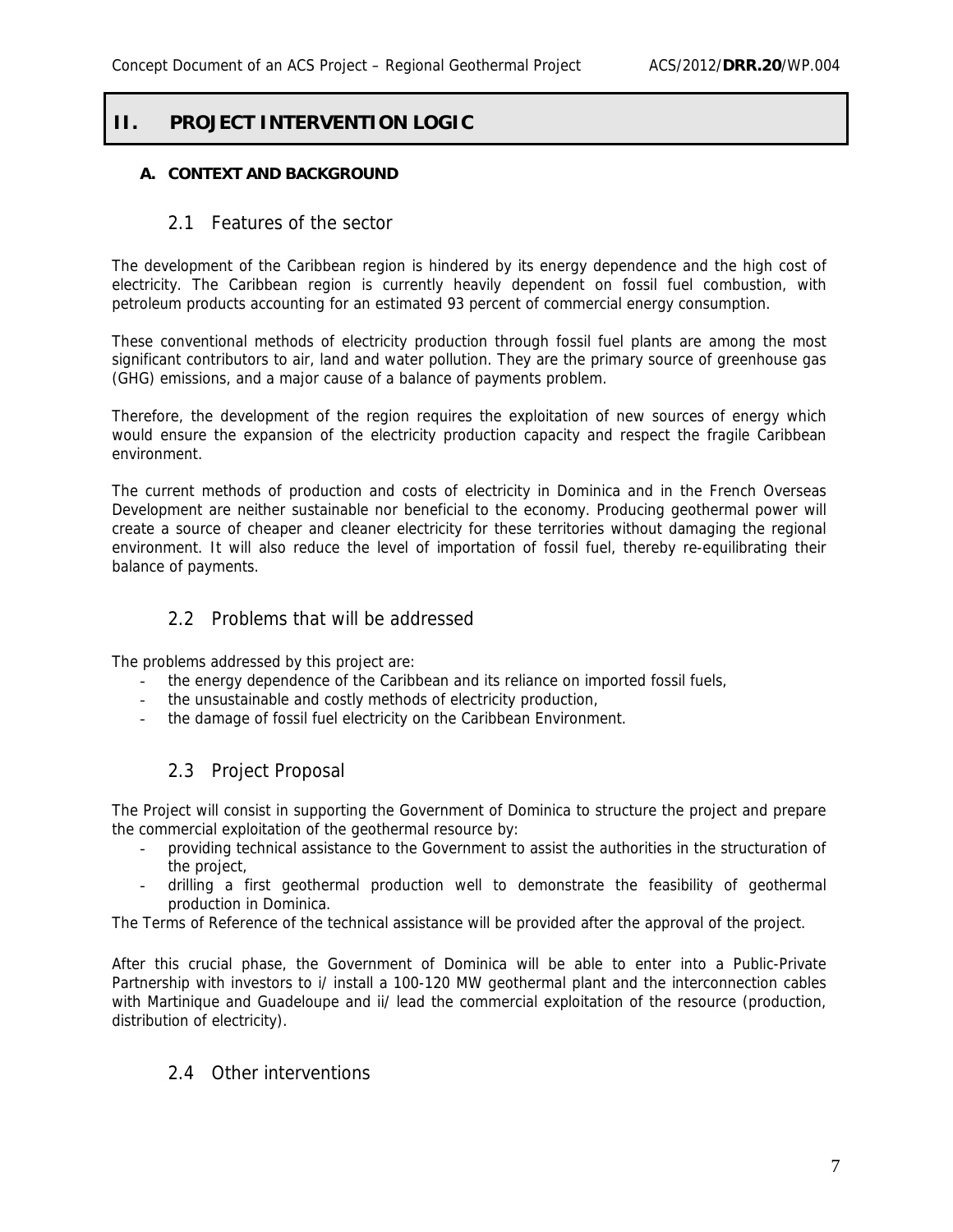# II. PROJECT INTERVENTION LOGIC

## A. CONTEXT AND BACKGROUND

### 2.1 Features of the sector

The development of the Caribbean region is hindered by its energy dependence and the high cost of electricity. The Caribbean region is currently heavily dependent on fossil fuel combustion, with petroleum products accounting for an estimated 93 percent of commercial energy consumption.

These conventional methods of electricity production through fossil fuel plants are among the most significant contributors to air, land and water pollution. They are the primary source of greenhouse gas (GHG) emissions, and a major cause of a balance of payments problem.

Therefore, the development of the region requires the exploitation of new sources of energy which would ensure the expansion of the electricity production capacity and respect the fragile Caribbean environment.

The current methods of production and costs of electricity in Dominica and in the French Overseas Development are neither sustainable nor beneficial to the economy. Producing geothermal power will create a source of cheaper and cleaner electricity for these territories without damaging the regional environment. It will also reduce the level of importation of fossil fuel, thereby re-equilibrating their balance of payments.

### 2.2 Problems that will be addressed

The problems addressed by this project are:

- the energy dependence of the Caribbean and its reliance on imported fossil fuels,
- the unsustainable and costly methods of electricity production,
- the damage of fossil fuel electricity on the Caribbean Environment.

### 2.3 Project Proposal

The Project will consist in supporting the Government of Dominica to structure the project and prepare the commercial exploitation of the geothermal resource by:

- providing technical assistance to the Government to assist the authorities in the structuration of the project,
- drilling a first geothermal production well to demonstrate the feasibility of geothermal production in Dominica.

The Terms of Reference of the technical assistance will be provided after the approval of the project.

After this crucial phase, the Government of Dominica will be able to enter into a Public-Private Partnership with investors to i/ install a 100-120 MW geothermal plant and the interconnection cables with Martinique and Guadeloupe and ii/ lead the commercial exploitation of the resource (production, distribution of electricity).

### 2.4 Other interventions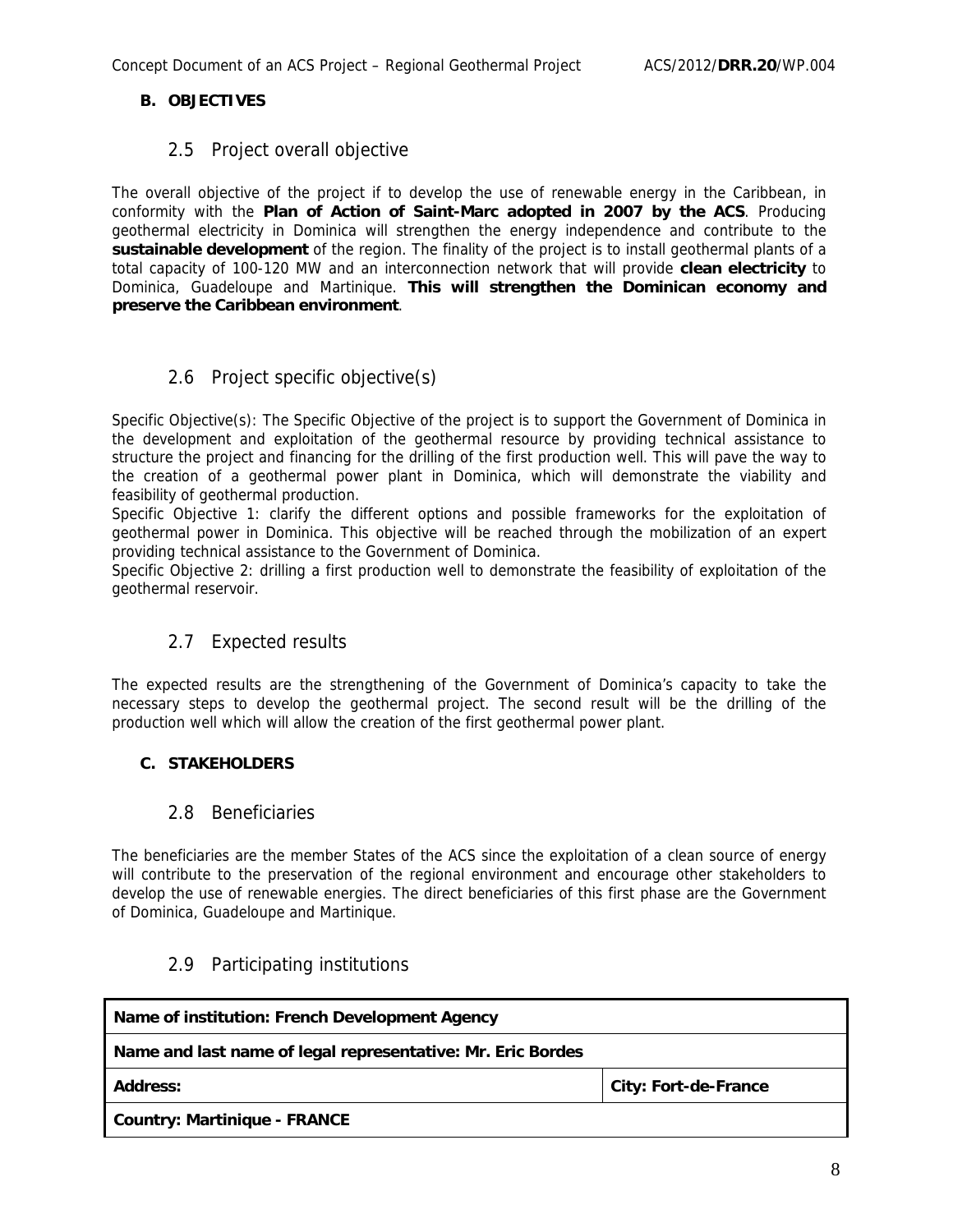**B. OBJECTIVES**

## 2.5 Project overall objective

The overall objective of the project if to develop the use of renewable energy in the Caribbean, in conformity with the **Plan of Action of Saint-Marc adopted in 2007 by the ACS**. Producing geothermal electricity in Dominica will strengthen the energy independence and contribute to the **sustainable development** of the region. The finality of the project is to install geothermal plants of a total capacity of 100-120 MW and an interconnection network that will provide **clean electricity** to Dominica, Guadeloupe and Martinique. **This will strengthen the Dominican economy and preserve the Caribbean environment**.

## 2.6 Project specific objective(s)

Specific Objective(s): The Specific Objective of the project is to support the Government of Dominica in the development and exploitation of the geothermal resource by providing technical assistance to structure the project and financing for the drilling of the first production well. This will pave the way to the creation of a geothermal power plant in Dominica, which will demonstrate the viability and feasibility of geothermal production.

Specific Objective 1: clarify the different options and possible frameworks for the exploitation of geothermal power in Dominica. This objective will be reached through the mobilization of an expert providing technical assistance to the Government of Dominica.

Specific Objective 2: drilling a first production well to demonstrate the feasibility of exploitation of the geothermal reservoir.

## 2.7 Expected results

The expected results are the strengthening of the Government of Dominica's capacity to take the necessary steps to develop the geothermal project. The second result will be the drilling of the production well which will allow the creation of the first geothermal power plant.

**C. STAKEHOLDERS**

## 2.8 Beneficiaries

The beneficiaries are the member States of the ACS since the exploitation of a clean source of energy will contribute to the preservation of the regional environment and encourage other stakeholders to develop the use of renewable energies. The direct beneficiaries of this first phase are the Government of Dominica, Guadeloupe and Martinique.

## 2.9 Participating institutions

| **Name of institution: French Development Agency** | |
|---|---|
| **Name and last name of legal representative: Mr. Eric Bordes** | |
| **Address:** | **City: Fort-de-France** |
| **Country: Martinique - FRANCE** | |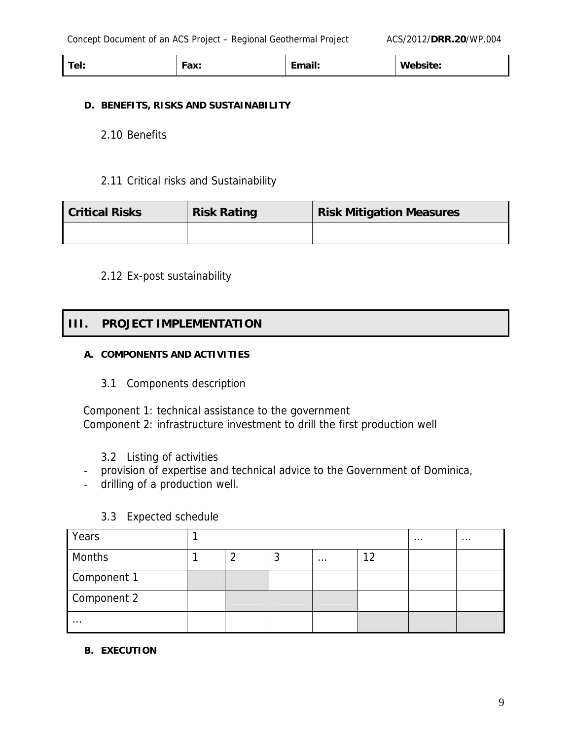| Tel: | Fax: | Email: | Website: |
|---|---|---|---|

**D. BENEFITS, RISKS AND SUSTAINABILITY**

2.10 Benefits

2.11 Critical risks and Sustainability

| Critical Risks | Risk Rating | Risk Mitigation Measures |
|---|---|---|
| | | |

2.12 Ex-post sustainability

## III. PROJECT IMPLEMENTATION

**A. COMPONENTS AND ACTIVITIES**

3.1 Components description

Component 1: technical assistance to the government
Component 2: infrastructure investment to drill the first production well

3.2 Listing of activities

- provision of expertise and technical advice to the Government of Dominica,
- drilling of a production well.

3.3 Expected schedule

| Years | 1 | | | | | … | … |
|---|---|---|---|---|---|---|---|
| Months | 1 | 2 | 3 | … | 12 | | |
| Component 1 | | | | | | | |
| Component 2 | | | | | | | |
| … | | | | | | | |

**B. EXECUTION**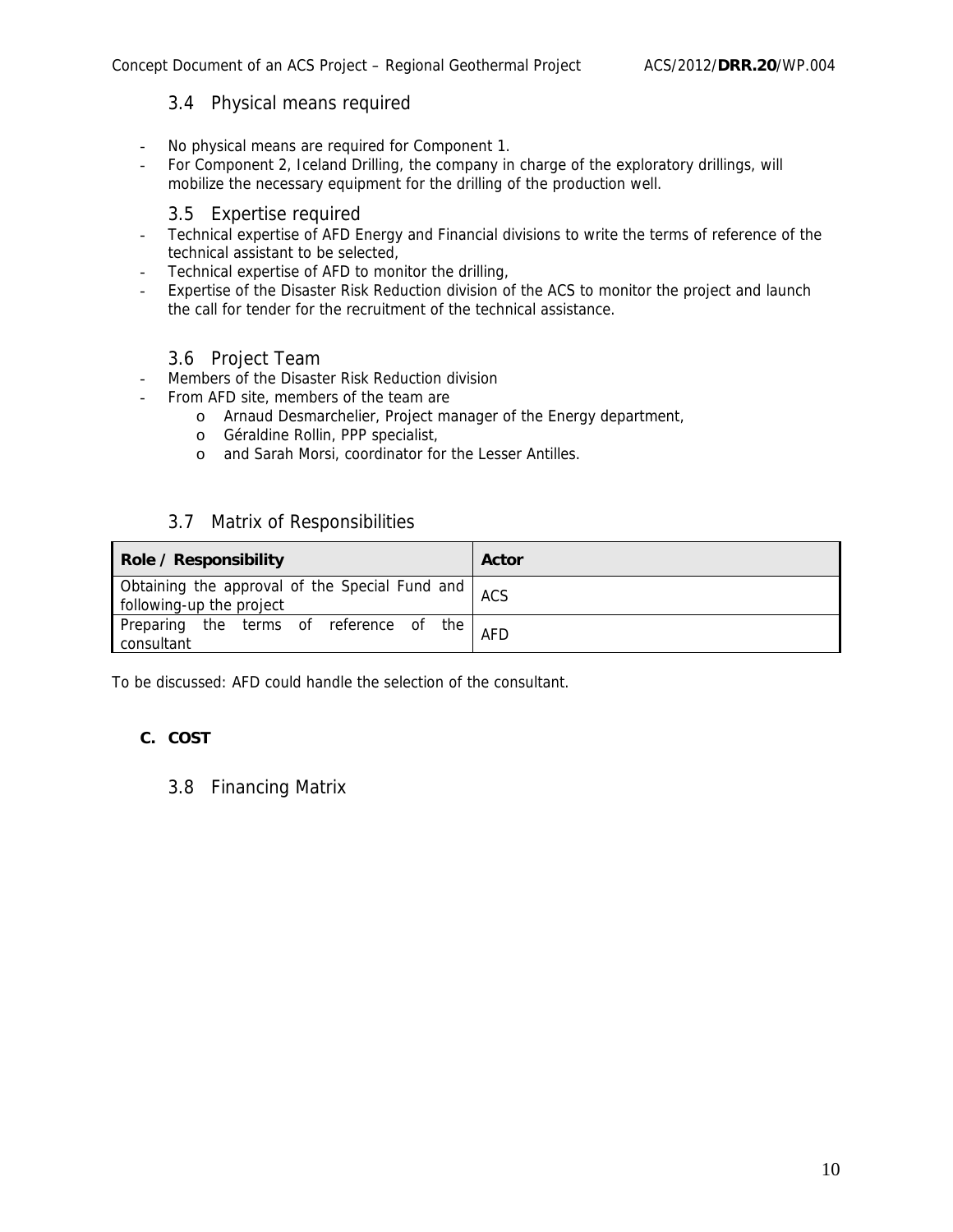### 3.4 Physical means required

- No physical means are required for Component 1.
- For Component 2, Iceland Drilling, the company in charge of the exploratory drillings, will mobilize the necessary equipment for the drilling of the production well.

### 3.5 Expertise required

- Technical expertise of AFD Energy and Financial divisions to write the terms of reference of the technical assistant to be selected,
- Technical expertise of AFD to monitor the drilling,
- Expertise of the Disaster Risk Reduction division of the ACS to monitor the project and launch the call for tender for the recruitment of the technical assistance.

### 3.6 Project Team

- Members of the Disaster Risk Reduction division
- From AFD site, members of the team are
  - Arnaud Desmarchelier, Project manager of the Energy department,
  - Géraldine Rollin, PPP specialist,
  - and Sarah Morsi, coordinator for the Lesser Antilles.

### 3.7 Matrix of Responsibilities

| Role / Responsibility | Actor |
|---|---|
| Obtaining the approval of the Special Fund and following-up the project | ACS |
| Preparing the terms of reference of the consultant | AFD |

To be discussed: AFD could handle the selection of the consultant.

## C. COST

### 3.8 Financing Matrix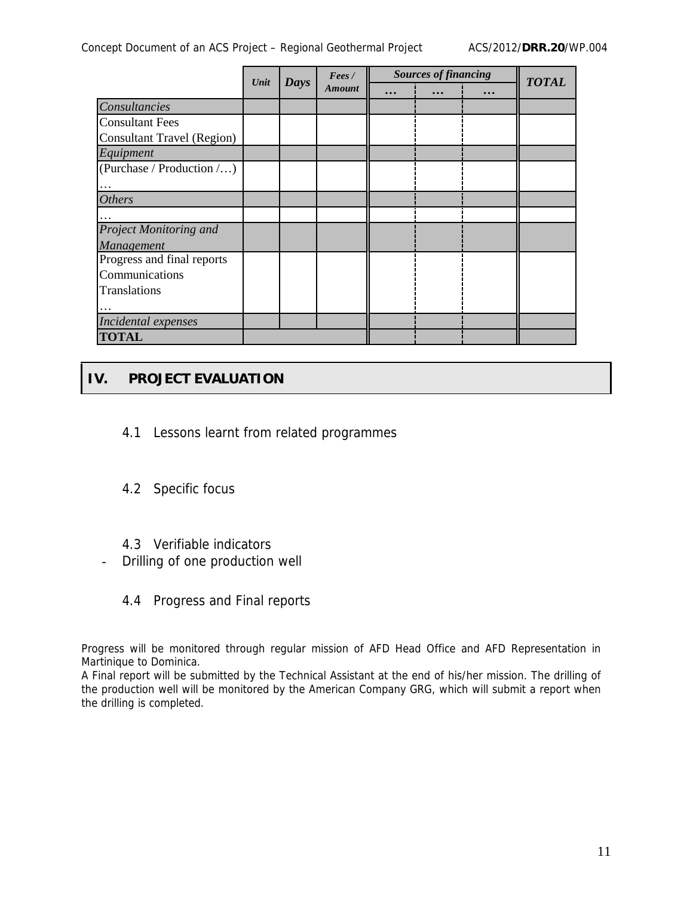| | Unit | Days | Fees / Amount | Sources of financing | | | TOTAL |
|---|---|---|---|---|---|---|---|
| | | | | … | … | … | |
| *Consultancies* | | | | | | | |
| Consultant Fees<br>Consultant Travel (Region) | | | | | | | |
| *Equipment* | | | | | | | |
| (Purchase / Production /…)<br>… | | | | | | | |
| *Others* | | | | | | | |
| … | | | | | | | |
| *Project Monitoring and Management* | | | | | | | |
| Progress and final reports<br>Communications<br>Translations<br>… | | | | | | | |
| *Incidental expenses* | | | | | | | |
| **TOTAL** | | | | | | | |

# IV. PROJECT EVALUATION

## 4.1 Lessons learnt from related programmes

## 4.2 Specific focus

## 4.3 Verifiable indicators

- Drilling of one production well

## 4.4 Progress and Final reports

Progress will be monitored through regular mission of AFD Head Office and AFD Representation in Martinique to Dominica.

A Final report will be submitted by the Technical Assistant at the end of his/her mission. The drilling of the production well will be monitored by the American Company GRG, which will submit a report when the drilling is completed.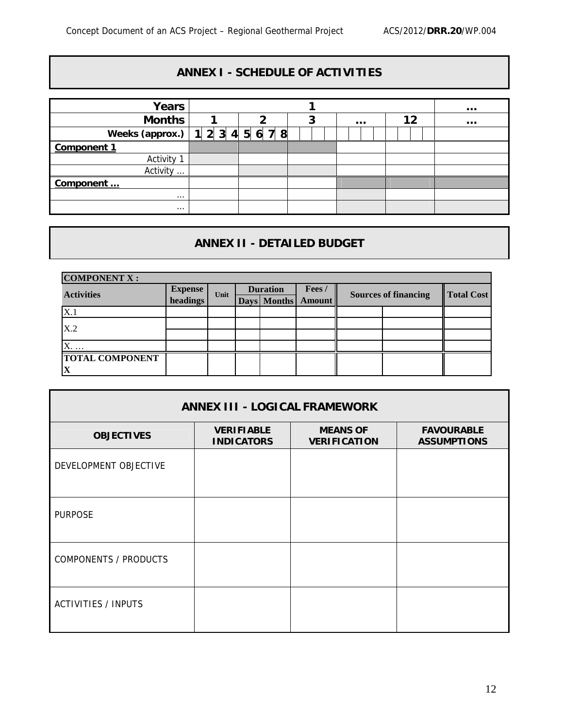## ANNEX I - SCHEDULE OF ACTIVITIES

| Years | 1 | | | | | ... |
|---|---|---|---|---|---|---|
| **Months** | 1 | 2 | 3 | ... | 12 | ... |
| **Weeks (approx.)** | 1 2 3 4 | 5 6 7 8 | | | | |
| **Component 1** | | | | | | |
| Activity 1 | | | | | | |
| Activity ... | | | | | | |
| **Component ...** | | | | | | |
| ... | | | | | | |
| ... | | | | | | |

## ANNEX II - DETAILED BUDGET

| COMPONENT X : | | | | | | | | |
|---|---|---|---|---|---|---|---|---|
| **Activities** | **Expense headings** | **Unit** | **Duration** | | **Fees / Amount** | **Sources of financing** | | **Total Cost** |
| | | | **Days** | **Months** | | | | |
| X.1 | | | | | | | | |
| X.2 | | | | | | | | |
| | | | | | | | | |
| X. … | | | | | | | | |
| **TOTAL COMPONENT X** | | | | | | | | |

## ANNEX III - LOGICAL FRAMEWORK

| OBJECTIVES | VERIFIABLE INDICATORS | MEANS OF VERIFICATION | FAVOURABLE ASSUMPTIONS |
|---|---|---|---|
| DEVELOPMENT OBJECTIVE | | | |
| PURPOSE | | | |
| COMPONENTS / PRODUCTS | | | |
| ACTIVITIES / INPUTS | | | |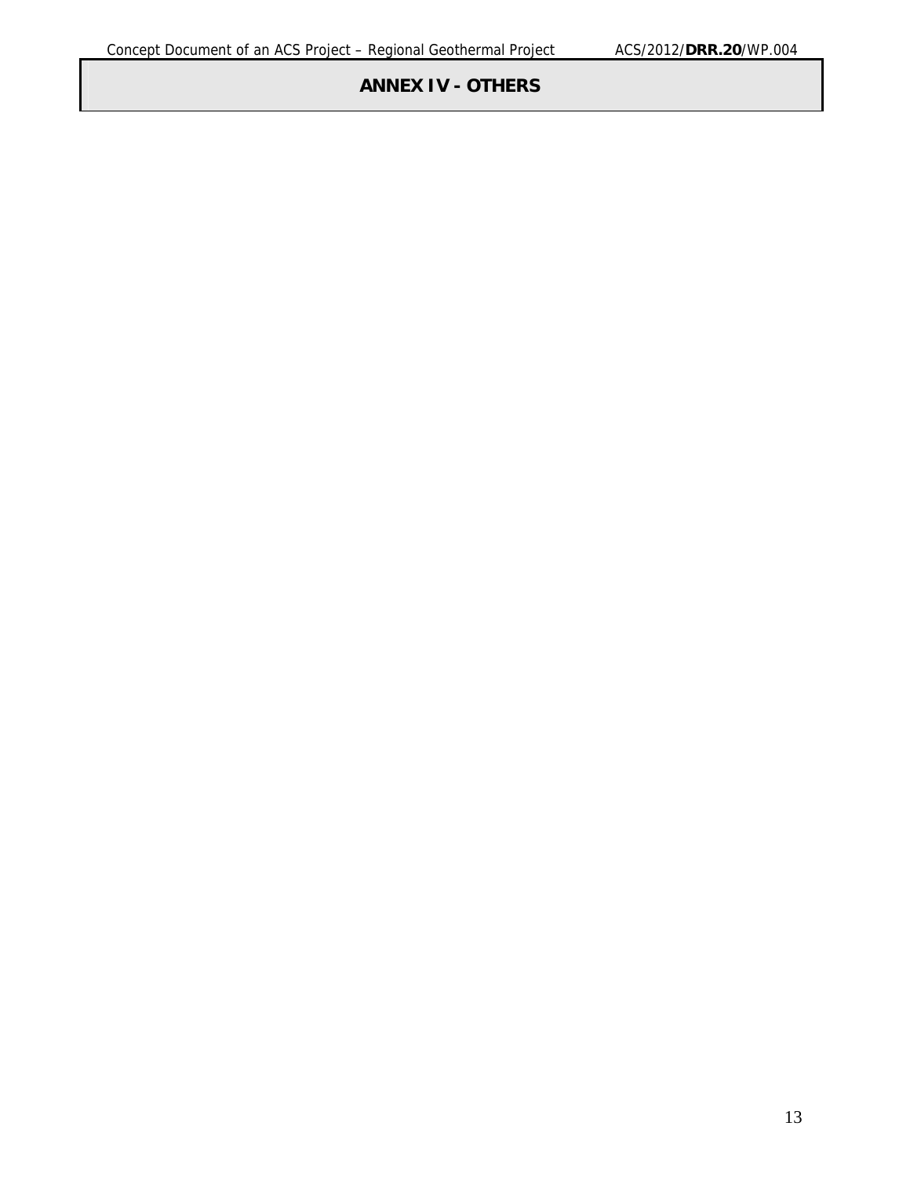# ANNEX IV - OTHERS